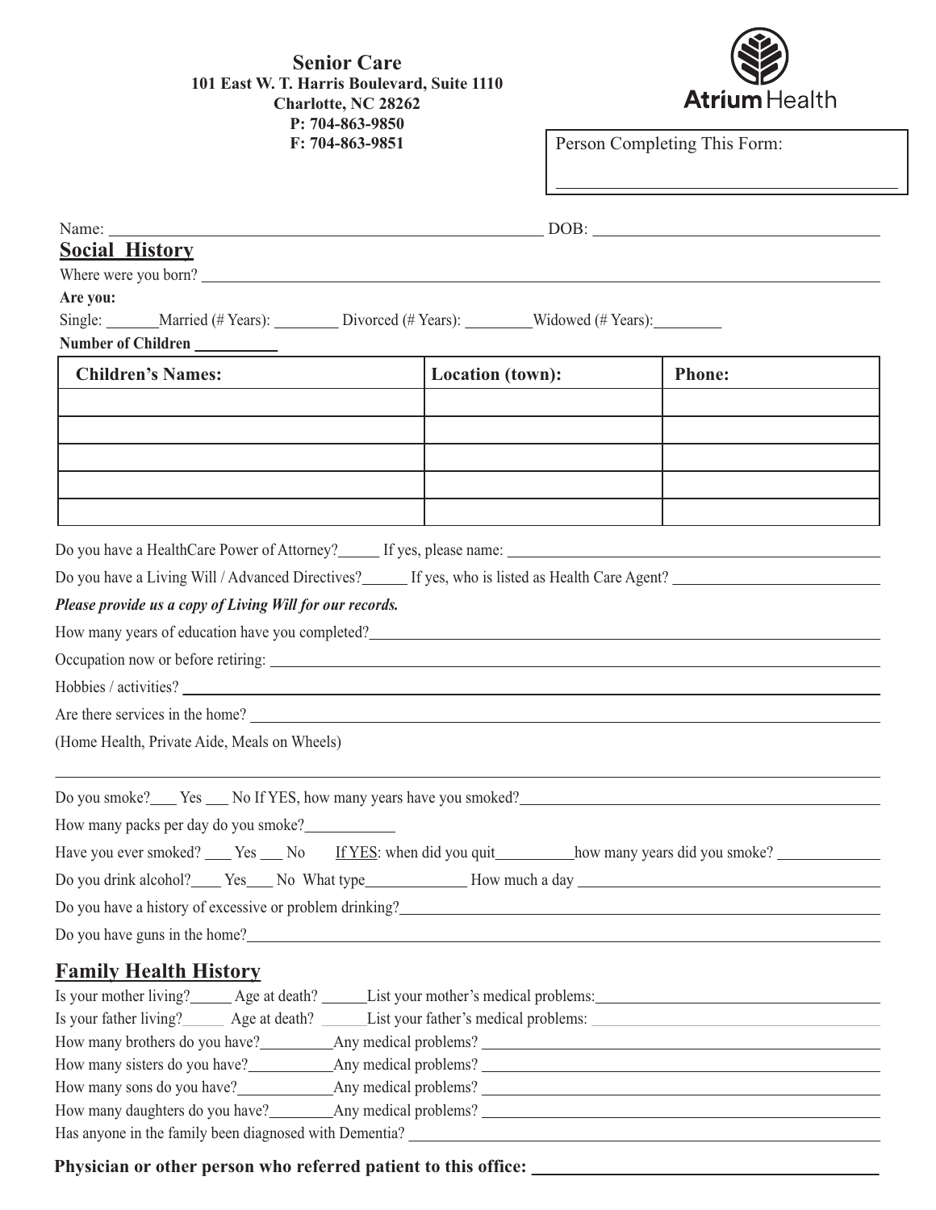**Senior Care**
**101 East W. T. Harris Boulevard, Suite 1110**
**Charlotte, NC 28262**
**P: 704-863-9850**
**F: 704-863-9851**

Atrium Health

Person Completing This Form: ______________________________

Name: ______________________________ DOB: ______________________________

## Social History

Where were you born? ______________________________

**Are you:**

Single: ______ Married (# Years): ________ Divorced (# Years): ________ Widowed (# Years): ________

**Number of Children** __________

| Children's Names: | Location (town): | Phone: |
|---|---|---|
| | | |
| | | |
| | | |
| | | |
| | | |

Do you have a HealthCare Power of Attorney? _____ If yes, please name: ______________________________

Do you have a Living Will / Advanced Directives? ______ If yes, who is listed as Health Care Agent? ______________________________

***Please provide us a copy of Living Will for our records.***

How many years of education have you completed? ______________________________

Occupation now or before retiring: ______________________________

Hobbies / activities? ______________________________

Are there services in the home? ______________________________

(Home Health, Private Aide, Meals on Wheels)

______________________________

Do you smoke? ___ Yes ___ No If YES, how many years have you smoked? ______________________________

How many packs per day do you smoke? ___________

Have you ever smoked? ___ Yes ___ No  If YES: when did you quit __________ how many years did you smoke? ____________

Do you drink alcohol? ____ Yes ____ No What type _____________ How much a day ______________________________

Do you have a history of excessive or problem drinking? ______________________________

Do you have guns in the home? ______________________________

## Family Health History

Is your mother living? _____ Age at death? _____ List your mother's medical problems: ______________________________

Is your father living? _____ Age at death? _____ List your father's medical problems: ______________________________

How many brothers do you have? _________ Any medical problems? ______________________________

How many sisters do you have? __________ Any medical problems? ______________________________

How many sons do you have? ___________ Any medical problems? ______________________________

How many daughters do you have? ________ Any medical problems? ______________________________

Has anyone in the family been diagnosed with Dementia? ______________________________

**Physician or other person who referred patient to this office:** ______________________________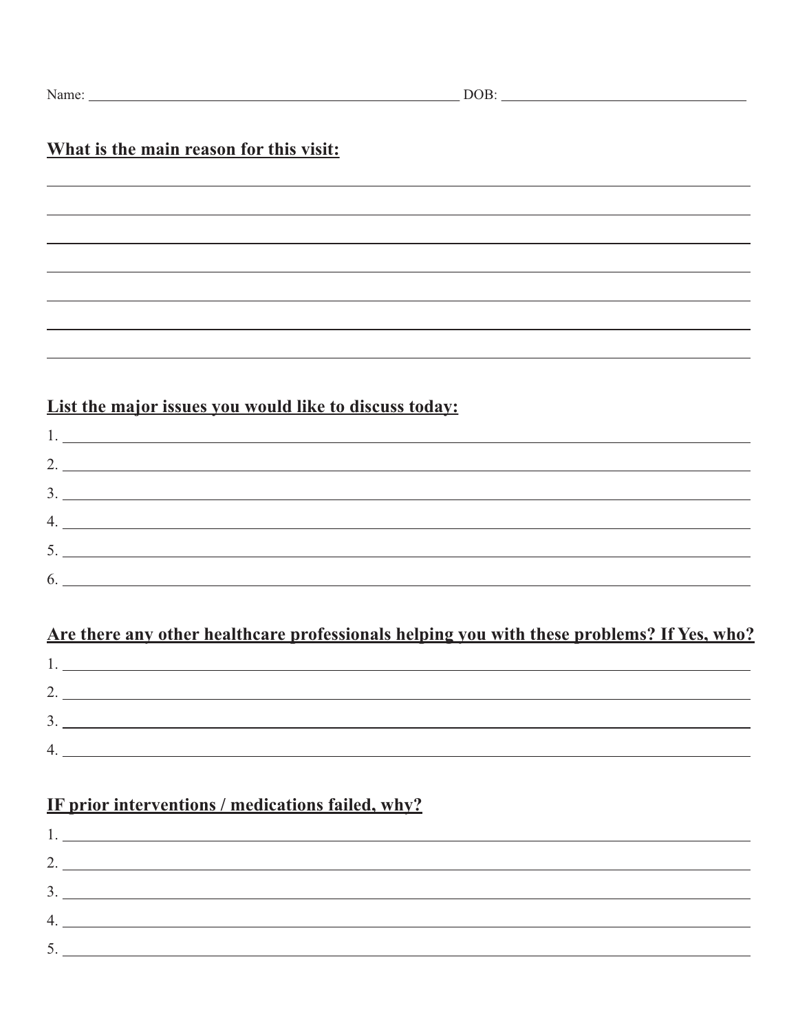Name: ______________________________ DOB: ______________________________

**<u>What is the main reason for this visit:</u>**

______________________________________________________________________

______________________________________________________________________

______________________________________________________________________

______________________________________________________________________

______________________________________________________________________

______________________________________________________________________

______________________________________________________________________

**<u>List the major issues you would like to discuss today:</u>**

1. ______________________________________________________________________
2. ______________________________________________________________________
3. ______________________________________________________________________
4. ______________________________________________________________________
5. ______________________________________________________________________
6. ______________________________________________________________________

**<u>Are there any other healthcare professionals helping you with these problems? If Yes, who?</u>**

1. ______________________________________________________________________
2. ______________________________________________________________________
3. ______________________________________________________________________
4. ______________________________________________________________________

**<u>IF prior interventions / medications failed, why?</u>**

1. ______________________________________________________________________
2. ______________________________________________________________________
3. ______________________________________________________________________
4. ______________________________________________________________________
5. ______________________________________________________________________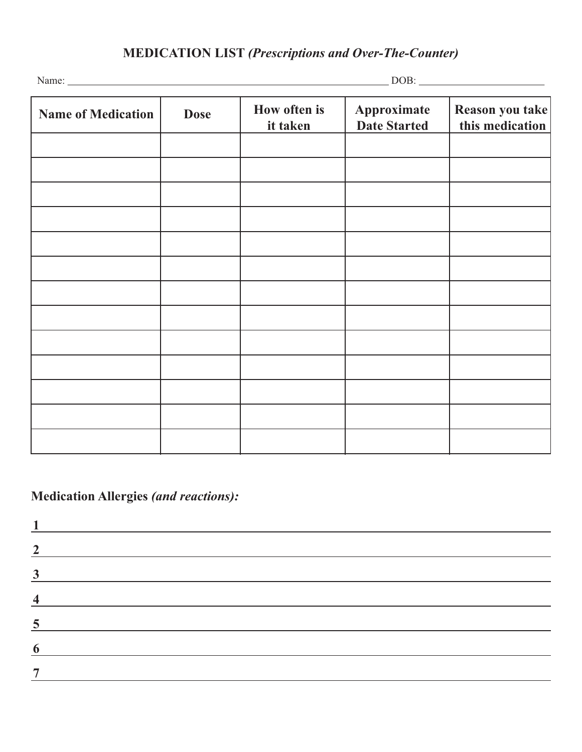# MEDICATION LIST *(Prescriptions and Over-The-Counter)*

Name: ______________________________________________________________ DOB: ________________________

| Name of Medication | Dose | How often is it taken | Approximate Date Started | Reason you take this medication |
|---|---|---|---|---|
| | | | | |
| | | | | |
| | | | | |
| | | | | |
| | | | | |
| | | | | |
| | | | | |
| | | | | |
| | | | | |
| | | | | |
| | | | | |
| | | | | |
| | | | | |

**Medication Allergies** ***(and reactions):***

**1** ______________________________________________________________

**2** ______________________________________________________________

**3** ______________________________________________________________

**4** ______________________________________________________________

**5** ______________________________________________________________

**6** ______________________________________________________________

**7** ______________________________________________________________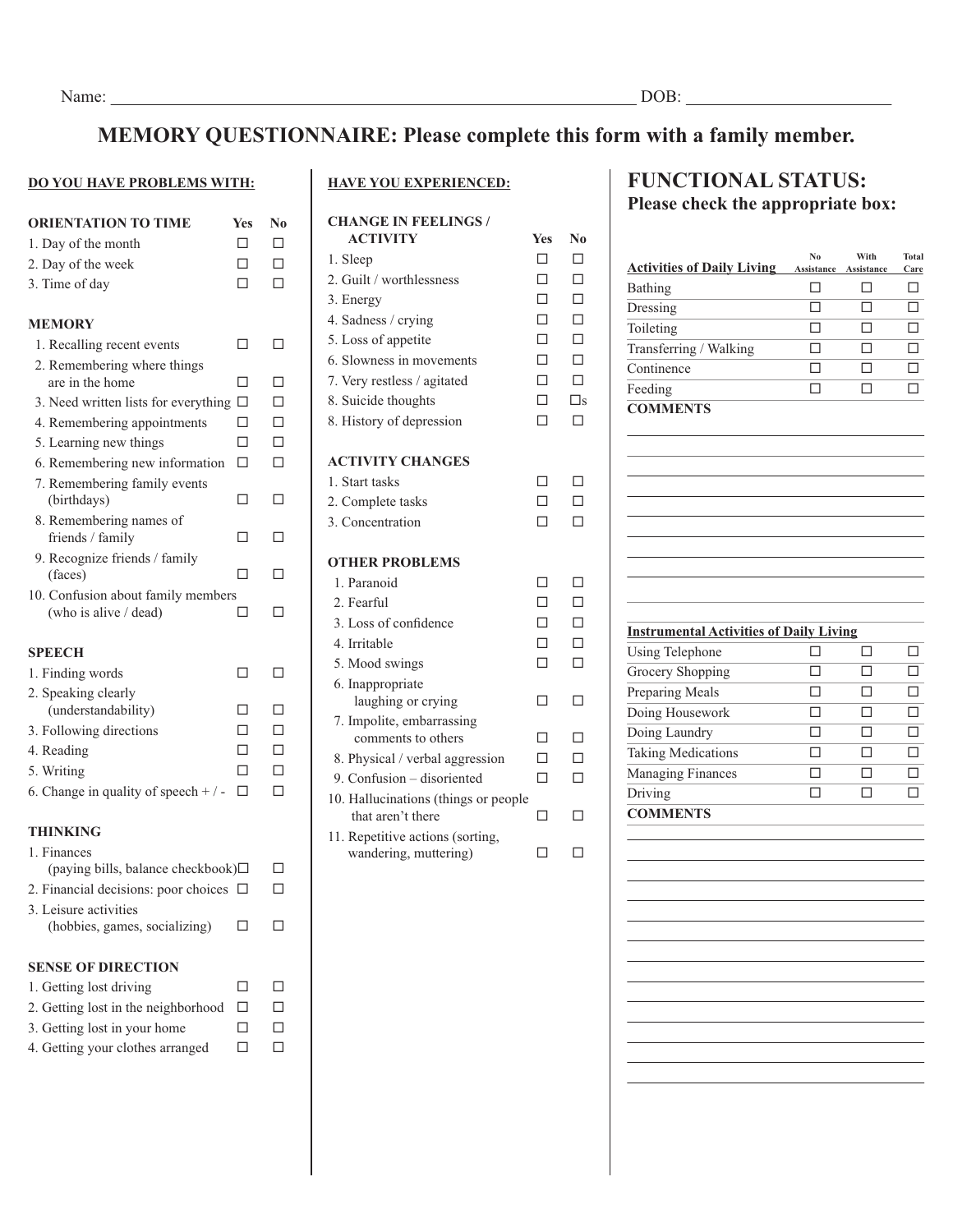Name: ______________________________ DOB: ______________

# MEMORY QUESTIONNAIRE: Please complete this form with a family member.

## DO YOU HAVE PROBLEMS WITH:

| ORIENTATION TO TIME | Yes | No |
|---|---|---|
| 1. Day of the month | ☐ | ☐ |
| 2. Day of the week | ☐ | ☐ |
| 3. Time of day | ☐ | ☐ |

| MEMORY | Yes | No |
|---|---|---|
| 1. Recalling recent events | ☐ | ☐ |
| 2. Remembering where things are in the home | ☐ | ☐ |
| 3. Need written lists for everything | ☐ | ☐ |
| 4. Remembering appointments | ☐ | ☐ |
| 5. Learning new things | ☐ | ☐ |
| 6. Remembering new information | ☐ | ☐ |
| 7. Remembering family events (birthdays) | ☐ | ☐ |
| 8. Remembering names of friends / family | ☐ | ☐ |
| 9. Recognize friends / family (faces) | ☐ | ☐ |
| 10. Confusion about family members (who is alive / dead) | ☐ | ☐ |

| SPEECH | Yes | No |
|---|---|---|
| 1. Finding words | ☐ | ☐ |
| 2. Speaking clearly (understandability) | ☐ | ☐ |
| 3. Following directions | ☐ | ☐ |
| 4. Reading | ☐ | ☐ |
| 5. Writing | ☐ | ☐ |
| 6. Change in quality of speech + / - | ☐ | ☐ |

| THINKING | Yes | No |
|---|---|---|
| 1. Finances (paying bills, balance checkbook) | ☐ | ☐ |
| 2. Financial decisions: poor choices | ☐ | ☐ |
| 3. Leisure activities (hobbies, games, socializing) | ☐ | ☐ |

| SENSE OF DIRECTION | Yes | No |
|---|---|---|
| 1. Getting lost driving | ☐ | ☐ |
| 2. Getting lost in the neighborhood | ☐ | ☐ |
| 3. Getting lost in your home | ☐ | ☐ |
| 4. Getting your clothes arranged | ☐ | ☐ |

## HAVE YOU EXPERIENCED:

| CHANGE IN FEELINGS / ACTIVITY | Yes | No |
|---|---|---|
| 1. Sleep | ☐ | ☐ |
| 2. Guilt / worthlessness | ☐ | ☐ |
| 3. Energy | ☐ | ☐ |
| 4. Sadness / crying | ☐ | ☐ |
| 5. Loss of appetite | ☐ | ☐ |
| 6. Slowness in movements | ☐ | ☐ |
| 7. Very restless / agitated | ☐ | ☐ |
| 8. Suicide thoughts | ☐ | ☐s |
| 8. History of depression | ☐ | ☐ |

| ACTIVITY CHANGES | Yes | No |
|---|---|---|
| 1. Start tasks | ☐ | ☐ |
| 2. Complete tasks | ☐ | ☐ |
| 3. Concentration | ☐ | ☐ |

| OTHER PROBLEMS | Yes | No |
|---|---|---|
| 1. Paranoid | ☐ | ☐ |
| 2. Fearful | ☐ | ☐ |
| 3. Loss of confidence | ☐ | ☐ |
| 4. Irritable | ☐ | ☐ |
| 5. Mood swings | ☐ | ☐ |
| 6. Inappropriate laughing or crying | ☐ | ☐ |
| 7. Impolite, embarrassing comments to others | ☐ | ☐ |
| 8. Physical / verbal aggression | ☐ | ☐ |
| 9. Confusion – disoriented | ☐ | ☐ |
| 10. Hallucinations (things or people that aren't there | ☐ | ☐ |
| 11. Repetitive actions (sorting, wandering, muttering) | ☐ | ☐ |

## FUNCTIONAL STATUS:

### Please check the appropriate box:

| Activities of Daily Living | No Assistance | With Assistance | Total Care |
|---|---|---|---|
| Bathing | ☐ | ☐ | ☐ |
| Dressing | ☐ | ☐ | ☐ |
| Toileting | ☐ | ☐ | ☐ |
| Transferring / Walking | ☐ | ☐ | ☐ |
| Continence | ☐ | ☐ | ☐ |
| Feeding | ☐ | ☐ | ☐ |

**COMMENTS**

______________________________

______________________________

______________________________

______________________________

______________________________

______________________________

______________________________

______________________________

______________________________

| Instrumental Activities of Daily Living | No Assistance | With Assistance | Total Care |
|---|---|---|---|
| Using Telephone | ☐ | ☐ | ☐ |
| Grocery Shopping | ☐ | ☐ | ☐ |
| Preparing Meals | ☐ | ☐ | ☐ |
| Doing Housework | ☐ | ☐ | ☐ |
| Doing Laundry | ☐ | ☐ | ☐ |
| Taking Medications | ☐ | ☐ | ☐ |
| Managing Finances | ☐ | ☐ | ☐ |
| Driving | ☐ | ☐ | ☐ |

**COMMENTS**

______________________________

______________________________

______________________________

______________________________

______________________________

______________________________

______________________________

______________________________

______________________________

______________________________

______________________________

______________________________

______________________________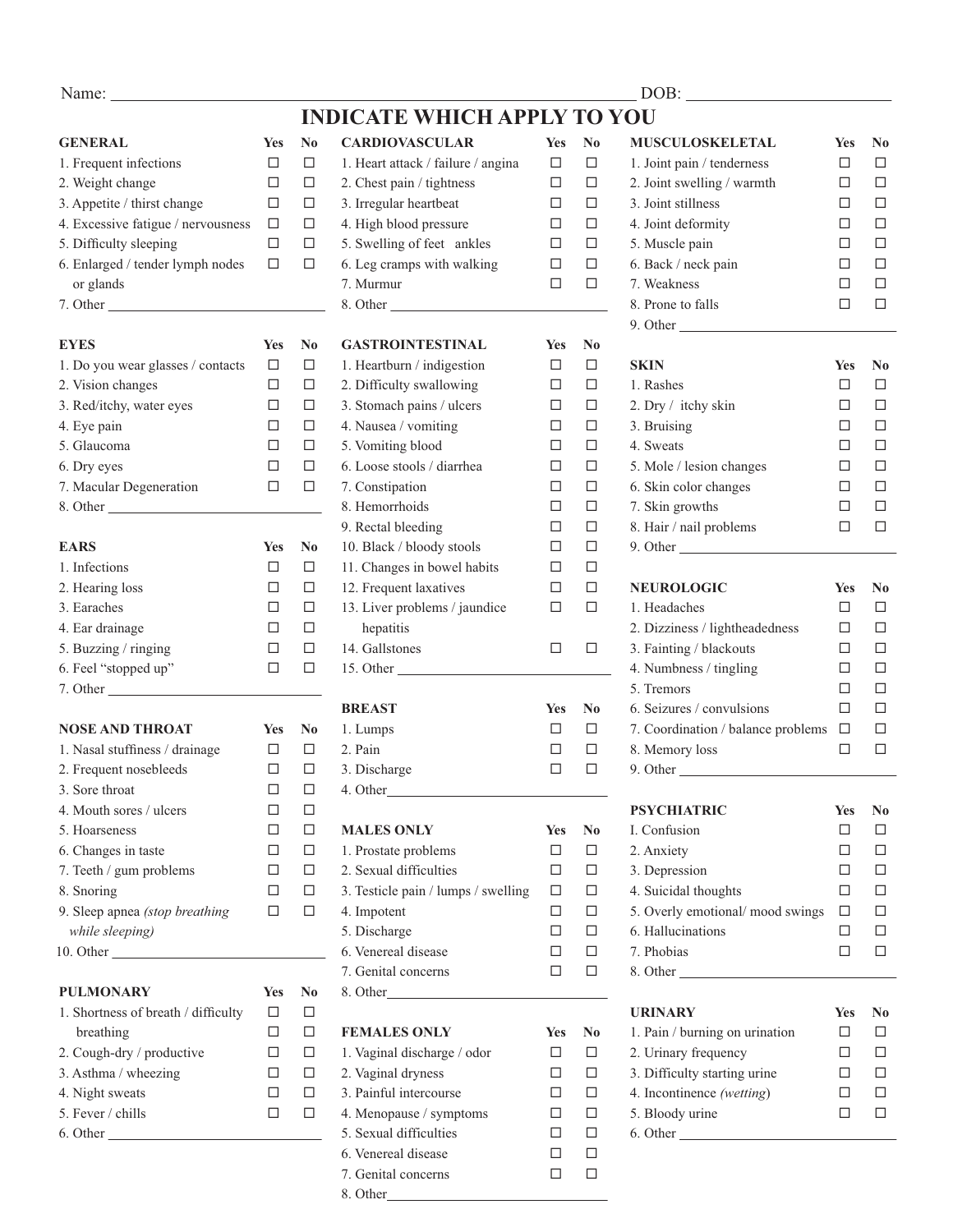Name: ____________________ DOB: ____________________

# INDICATE WHICH APPLY TO YOU

| GENERAL | Yes | No |
|---|---|---|
| 1. Frequent infections | ☐ | ☐ |
| 2. Weight change | ☐ | ☐ |
| 3. Appetite / thirst change | ☐ | ☐ |
| 4. Excessive fatigue / nervousness | ☐ | ☐ |
| 5. Difficulty sleeping | ☐ | ☐ |
| 6. Enlarged / tender lymph nodes or glands | ☐ | ☐ |
| 7. Other ____________ | | |

| EYES | Yes | No |
|---|---|---|
| 1. Do you wear glasses / contacts | ☐ | ☐ |
| 2. Vision changes | ☐ | ☐ |
| 3. Red/itchy, water eyes | ☐ | ☐ |
| 4. Eye pain | ☐ | ☐ |
| 5. Glaucoma | ☐ | ☐ |
| 6. Dry eyes | ☐ | ☐ |
| 7. Macular Degeneration | ☐ | ☐ |
| 8. Other ____________ | | |

| EARS | Yes | No |
|---|---|---|
| 1. Infections | ☐ | ☐ |
| 2. Hearing loss | ☐ | ☐ |
| 3. Earaches | ☐ | ☐ |
| 4. Ear drainage | ☐ | ☐ |
| 5. Buzzing / ringing | ☐ | ☐ |
| 6. Feel "stopped up" | ☐ | ☐ |
| 7. Other ____________ | | |

| NOSE AND THROAT | Yes | No |
|---|---|---|
| 1. Nasal stuffiness / drainage | ☐ | ☐ |
| 2. Frequent nosebleeds | ☐ | ☐ |
| 3. Sore throat | ☐ | ☐ |
| 4. Mouth sores / ulcers | ☐ | ☐ |
| 5. Hoarseness | ☐ | ☐ |
| 6. Changes in taste | ☐ | ☐ |
| 7. Teeth / gum problems | ☐ | ☐ |
| 8. Snoring | ☐ | ☐ |
| 9. Sleep apnea *(stop breathing while sleeping)* | ☐ | ☐ |
| 10. Other ____________ | | |

| PULMONARY | Yes | No |
|---|---|---|
| 1. Shortness of breath / difficulty | ☐ | ☐ |
| breathing | ☐ | ☐ |
| 2. Cough-dry / productive | ☐ | ☐ |
| 3. Asthma / wheezing | ☐ | ☐ |
| 4. Night sweats | ☐ | ☐ |
| 5. Fever / chills | ☐ | ☐ |
| 6. Other ____________ | | |

| CARDIOVASCULAR | Yes | No |
|---|---|---|
| 1. Heart attack / failure / angina | ☐ | ☐ |
| 2. Chest pain / tightness | ☐ | ☐ |
| 3. Irregular heartbeat | ☐ | ☐ |
| 4. High blood pressure | ☐ | ☐ |
| 5. Swelling of feet ankles | ☐ | ☐ |
| 6. Leg cramps with walking | ☐ | ☐ |
| 7. Murmur | ☐ | ☐ |
| 8. Other ____________ | | |

| GASTROINTESTINAL | Yes | No |
|---|---|---|
| 1. Heartburn / indigestion | ☐ | ☐ |
| 2. Difficulty swallowing | ☐ | ☐ |
| 3. Stomach pains / ulcers | ☐ | ☐ |
| 4. Nausea / vomiting | ☐ | ☐ |
| 5. Vomiting blood | ☐ | ☐ |
| 6. Loose stools / diarrhea | ☐ | ☐ |
| 7. Constipation | ☐ | ☐ |
| 8. Hemorrhoids | ☐ | ☐ |
| 9. Rectal bleeding | ☐ | ☐ |
| 10. Black / bloody stools | ☐ | ☐ |
| 11. Changes in bowel habits | ☐ | ☐ |
| 12. Frequent laxatives | ☐ | ☐ |
| 13. Liver problems / jaundice hepatitis | ☐ | ☐ |
| 14. Gallstones | ☐ | ☐ |
| 15. Other ____________ | | |

| BREAST | Yes | No |
|---|---|---|
| 1. Lumps | ☐ | ☐ |
| 2. Pain | ☐ | ☐ |
| 3. Discharge | ☐ | ☐ |
| 4. Other ____________ | | |

| MALES ONLY | Yes | No |
|---|---|---|
| 1. Prostate problems | ☐ | ☐ |
| 2. Sexual difficulties | ☐ | ☐ |
| 3. Testicle pain / lumps / swelling | ☐ | ☐ |
| 4. Impotent | ☐ | ☐ |
| 5. Discharge | ☐ | ☐ |
| 6. Venereal disease | ☐ | ☐ |
| 7. Genital concerns | ☐ | ☐ |
| 8. Other ____________ | | |

| FEMALES ONLY | Yes | No |
|---|---|---|
| 1. Vaginal discharge / odor | ☐ | ☐ |
| 2. Vaginal dryness | ☐ | ☐ |
| 3. Painful intercourse | ☐ | ☐ |
| 4. Menopause / symptoms | ☐ | ☐ |
| 5. Sexual difficulties | ☐ | ☐ |
| 6. Venereal disease | ☐ | ☐ |
| 7. Genital concerns | ☐ | ☐ |
| 8. Other ____________ | | |

| MUSCULOSKELETAL | Yes | No |
|---|---|---|
| 1. Joint pain / tenderness | ☐ | ☐ |
| 2. Joint swelling / warmth | ☐ | ☐ |
| 3. Joint stillness | ☐ | ☐ |
| 4. Joint deformity | ☐ | ☐ |
| 5. Muscle pain | ☐ | ☐ |
| 6. Back / neck pain | ☐ | ☐ |
| 7. Weakness | ☐ | ☐ |
| 8. Prone to falls | ☐ | ☐ |
| 9. Other ____________ | | |

| SKIN | Yes | No |
|---|---|---|
| 1. Rashes | ☐ | ☐ |
| 2. Dry / itchy skin | ☐ | ☐ |
| 3. Bruising | ☐ | ☐ |
| 4. Sweats | ☐ | ☐ |
| 5. Mole / lesion changes | ☐ | ☐ |
| 6. Skin color changes | ☐ | ☐ |
| 7. Skin growths | ☐ | ☐ |
| 8. Hair / nail problems | ☐ | ☐ |
| 9. Other ____________ | | |

| NEUROLOGIC | Yes | No |
|---|---|---|
| 1. Headaches | ☐ | ☐ |
| 2. Dizziness / lightheadedness | ☐ | ☐ |
| 3. Fainting / blackouts | ☐ | ☐ |
| 4. Numbness / tingling | ☐ | ☐ |
| 5. Tremors | ☐ | ☐ |
| 6. Seizures / convulsions | ☐ | ☐ |
| 7. Coordination / balance problems | ☐ | ☐ |
| 8. Memory loss | ☐ | ☐ |
| 9. Other ____________ | | |

| PSYCHIATRIC | Yes | No |
|---|---|---|
| I. Confusion | ☐ | ☐ |
| 2. Anxiety | ☐ | ☐ |
| 3. Depression | ☐ | ☐ |
| 4. Suicidal thoughts | ☐ | ☐ |
| 5. Overly emotional/ mood swings | ☐ | ☐ |
| 6. Hallucinations | ☐ | ☐ |
| 7. Phobias | ☐ | ☐ |
| 8. Other ____________ | | |

| URINARY | Yes | No |
|---|---|---|
| 1. Pain / burning on urination | ☐ | ☐ |
| 2. Urinary frequency | ☐ | ☐ |
| 3. Difficulty starting urine | ☐ | ☐ |
| 4. Incontinence *(wetting)* | ☐ | ☐ |
| 5. Bloody urine | ☐ | ☐ |
| 6. Other ____________ | | |